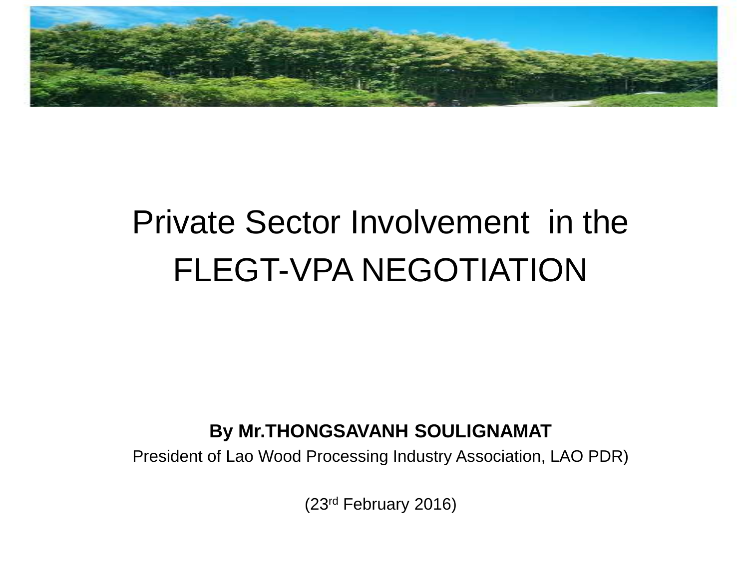# Private Sector Involvement in the FLEGT-VPA NEGOTIATION

**By Mr.THONGSAVANH SOULIGNAMAT**

President of Lao Wood Processing Industry Association, LAO PDR)

(23rd February 2016)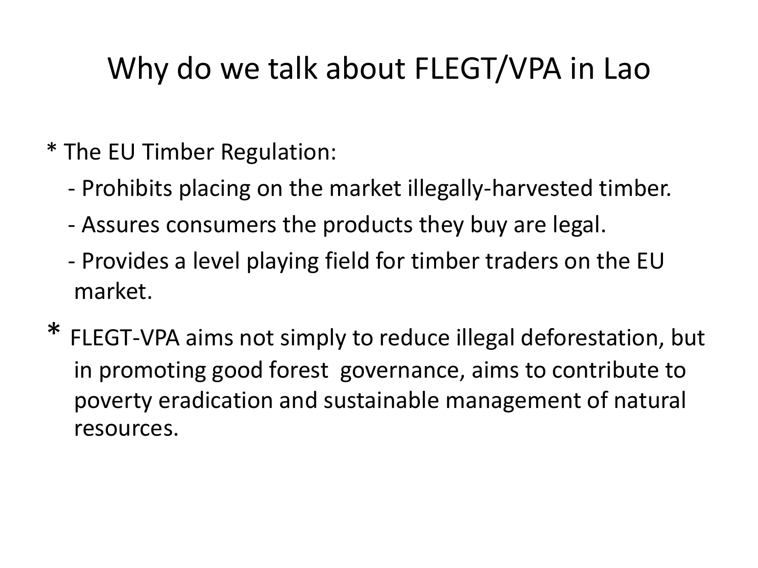# Why do we talk about FLEGT/VPA in Lao

* The EU Timber Regulation:
  - Prohibits placing on the market illegally-harvested timber.
  - Assures consumers the products they buy are legal.
  - Provides a level playing field for timber traders on the EU market.
* FLEGT-VPA aims not simply to reduce illegal deforestation, but in promoting good forest governance, aims to contribute to poverty eradication and sustainable management of natural resources.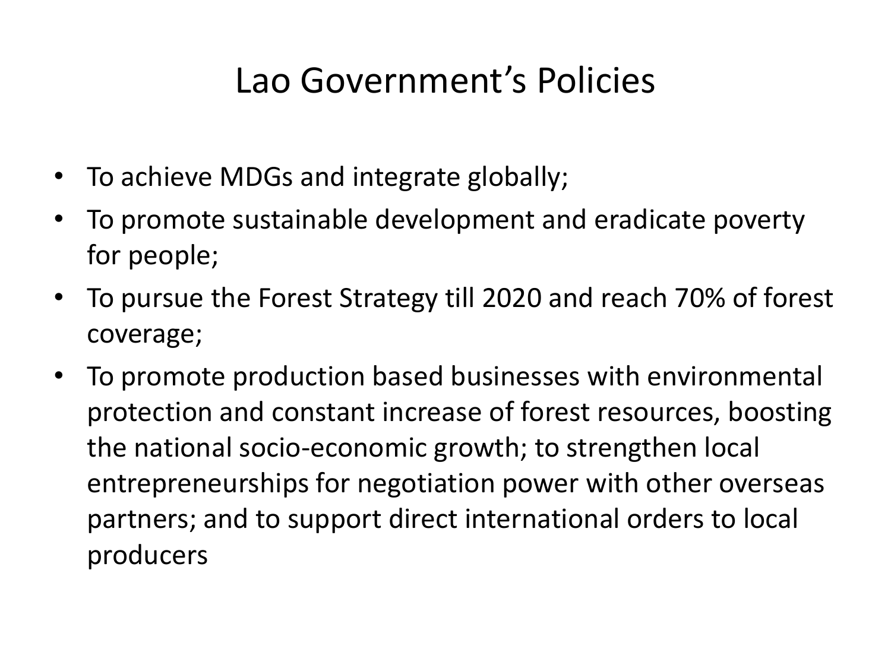# Lao Government's Policies

- To achieve MDGs and integrate globally;
- To promote sustainable development and eradicate poverty for people;
- To pursue the Forest Strategy till 2020 and reach 70% of forest coverage;
- To promote production based businesses with environmental protection and constant increase of forest resources, boosting the national socio-economic growth; to strengthen local entrepreneurships for negotiation power with other overseas partners; and to support direct international orders to local producers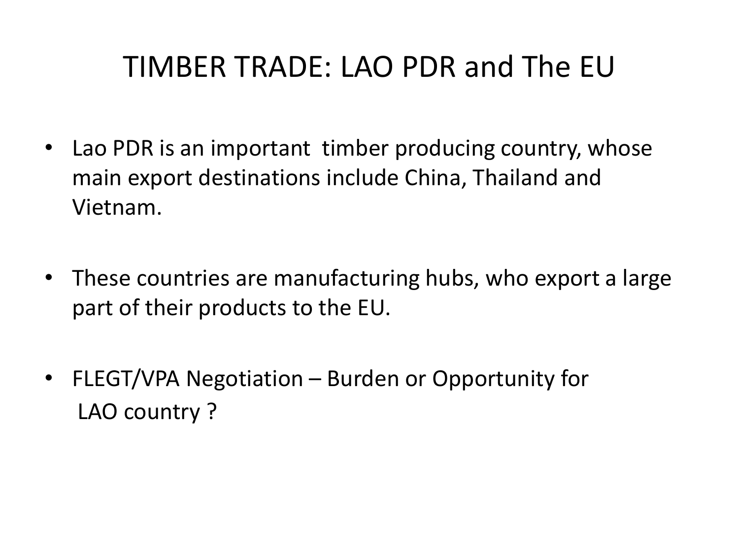# TIMBER TRADE: LAO PDR and The EU

- Lao PDR is an important timber producing country, whose main export destinations include China, Thailand and Vietnam.
- These countries are manufacturing hubs, who export a large part of their products to the EU.
- FLEGT/VPA Negotiation – Burden or Opportunity for LAO country ?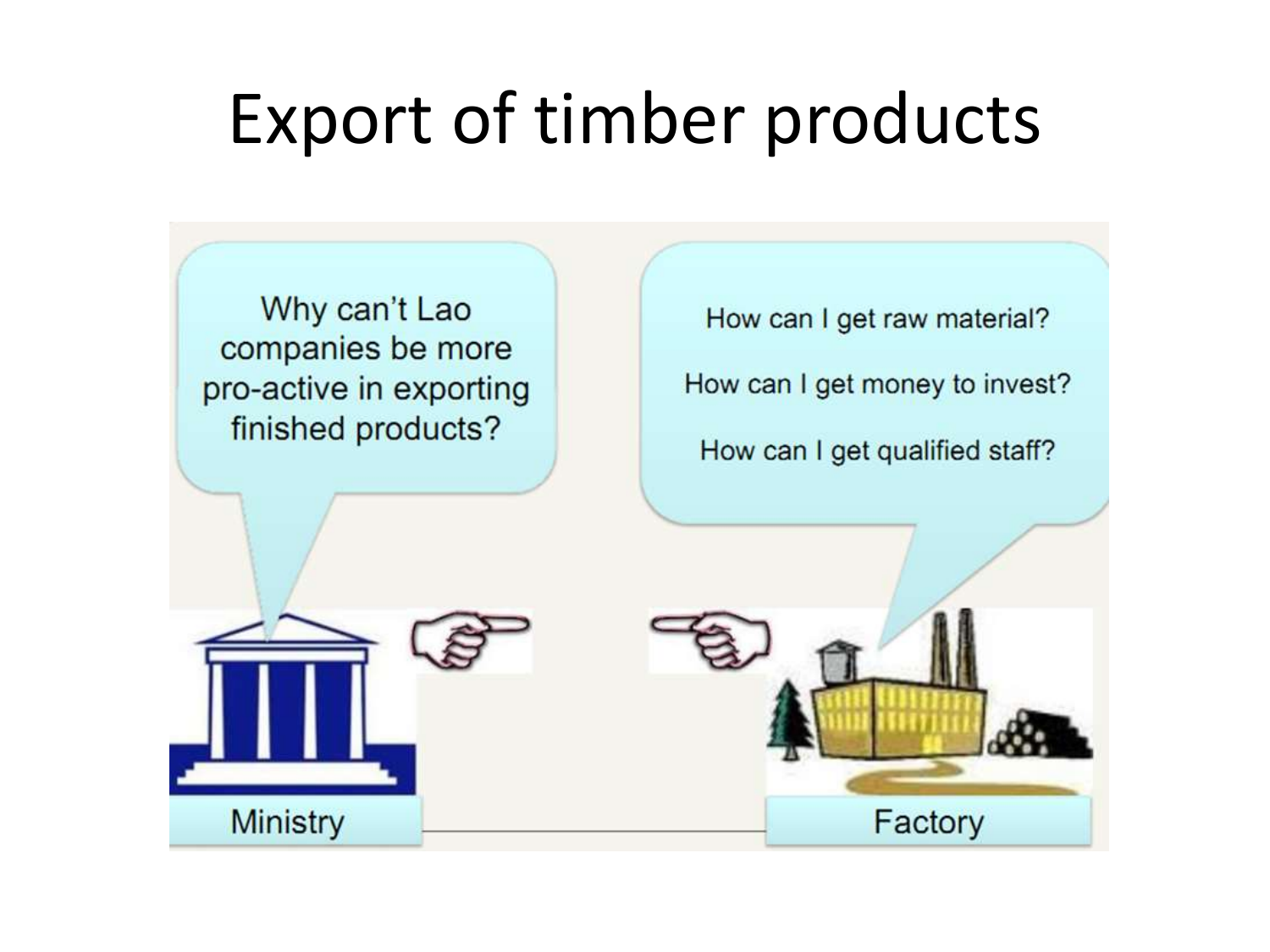# Export of timber products

Why can't Lao companies be more pro-active in exporting finished products?

How can I get raw material?

How can I get money to invest?

How can I get qualified staff?

Ministry

Factory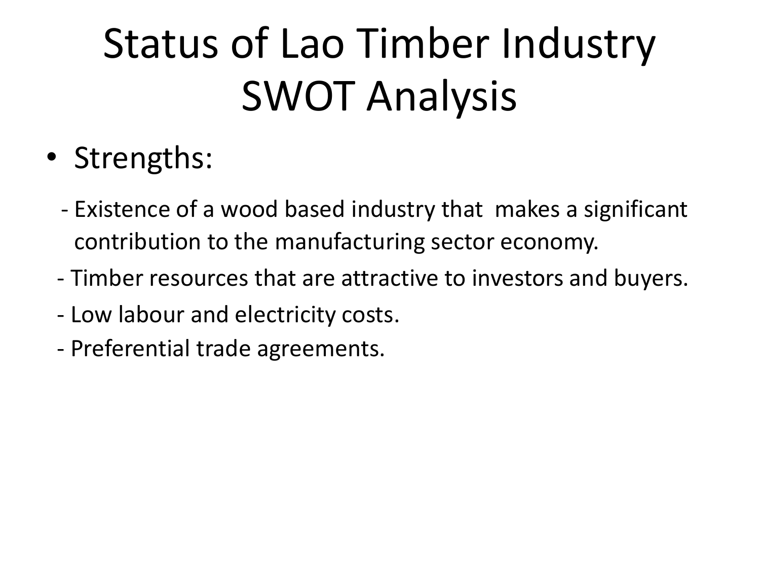# Status of Lao Timber Industry SWOT Analysis

- Strengths:

  - Existence of a wood based industry that makes a significant contribution to the manufacturing sector economy.
  - Timber resources that are attractive to investors and buyers.
  - Low labour and electricity costs.
  - Preferential trade agreements.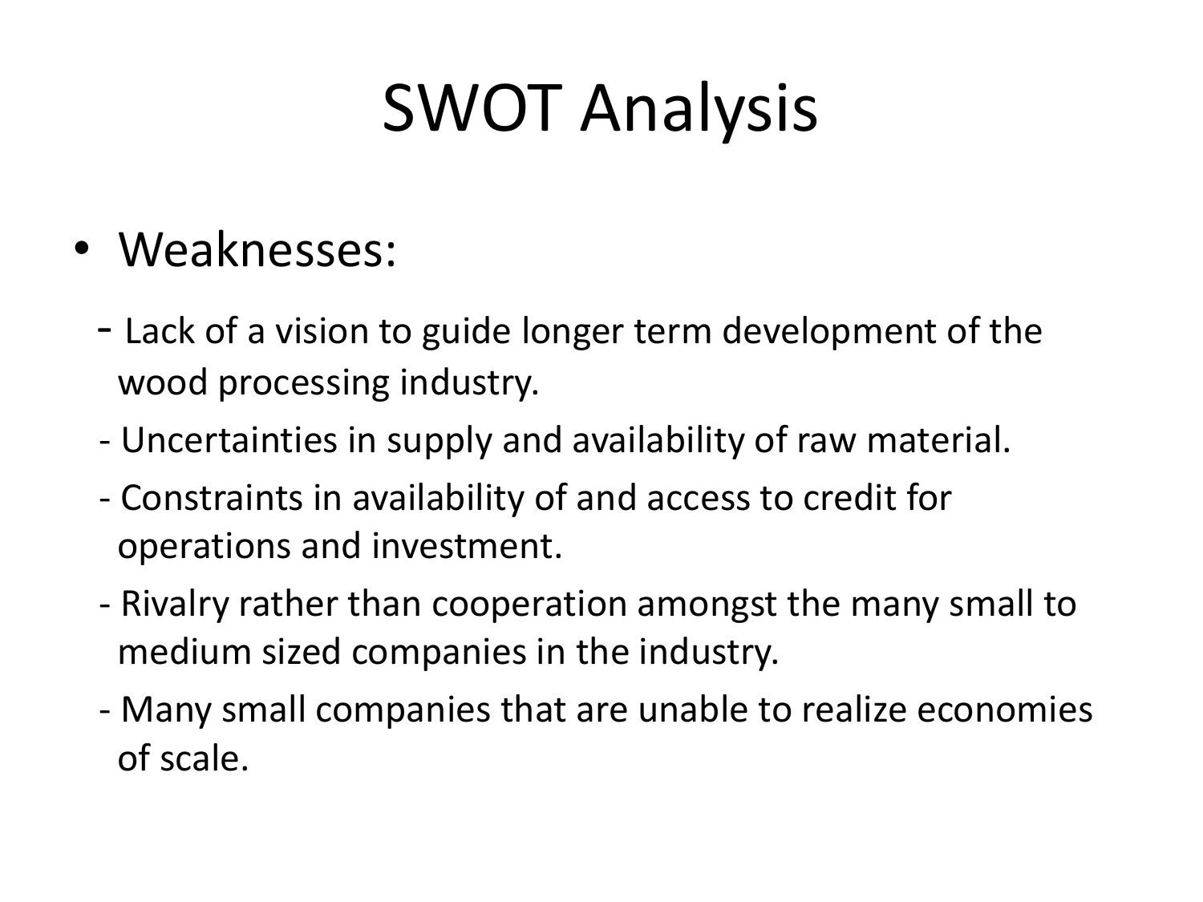# SWOT Analysis

- Weaknesses:
  - Lack of a vision to guide longer term development of the wood processing industry.
  - Uncertainties in supply and availability of raw material.
  - Constraints in availability of and access to credit for operations and investment.
  - Rivalry rather than cooperation amongst the many small to medium sized companies in the industry.
  - Many small companies that are unable to realize economies of scale.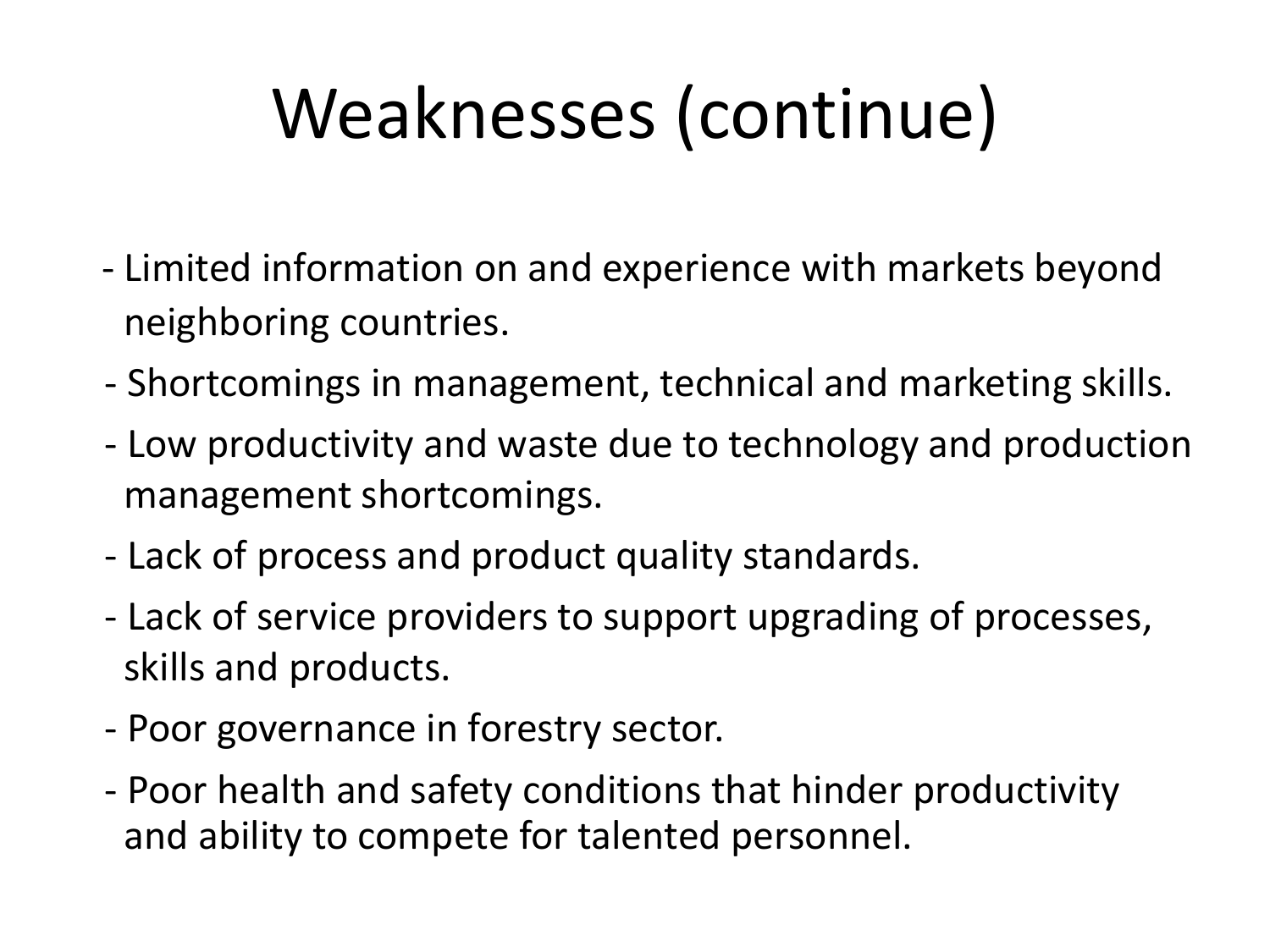# Weaknesses (continue)

- Limited information on and experience with markets beyond neighboring countries.
- Shortcomings in management, technical and marketing skills.
- Low productivity and waste due to technology and production management shortcomings.
- Lack of process and product quality standards.
- Lack of service providers to support upgrading of processes, skills and products.
- Poor governance in forestry sector.
- Poor health and safety conditions that hinder productivity and ability to compete for talented personnel.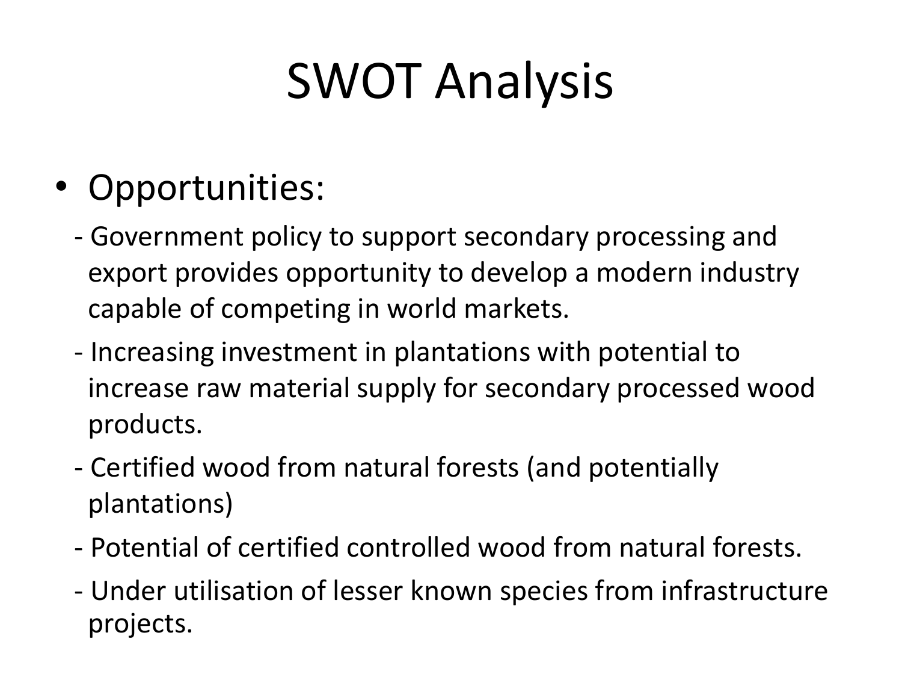# SWOT Analysis

- Opportunities:
  - Government policy to support secondary processing and export provides opportunity to develop a modern industry capable of competing in world markets.
  - Increasing investment in plantations with potential to increase raw material supply for secondary processed wood products.
  - Certified wood from natural forests (and potentially plantations)
  - Potential of certified controlled wood from natural forests.
  - Under utilisation of lesser known species from infrastructure projects.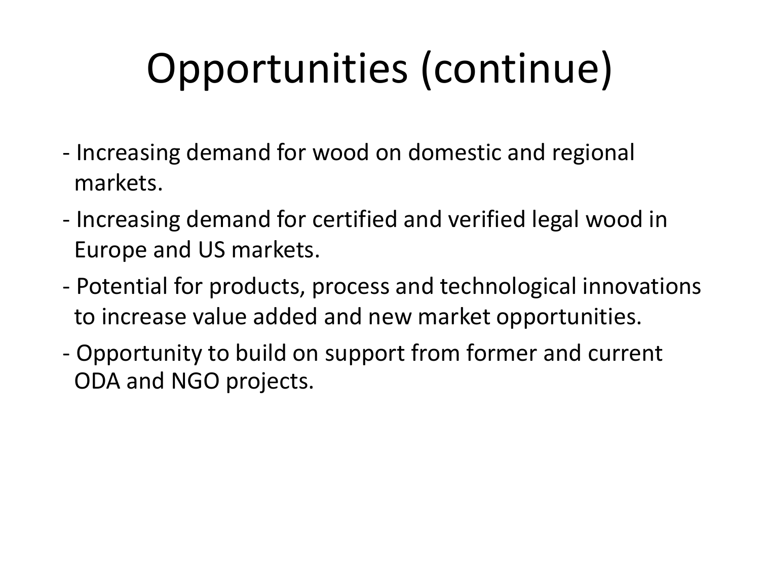# Opportunities (continue)

- Increasing demand for wood on domestic and regional markets.
- Increasing demand for certified and verified legal wood in Europe and US markets.
- Potential for products, process and technological innovations to increase value added and new market opportunities.
- Opportunity to build on support from former and current ODA and NGO projects.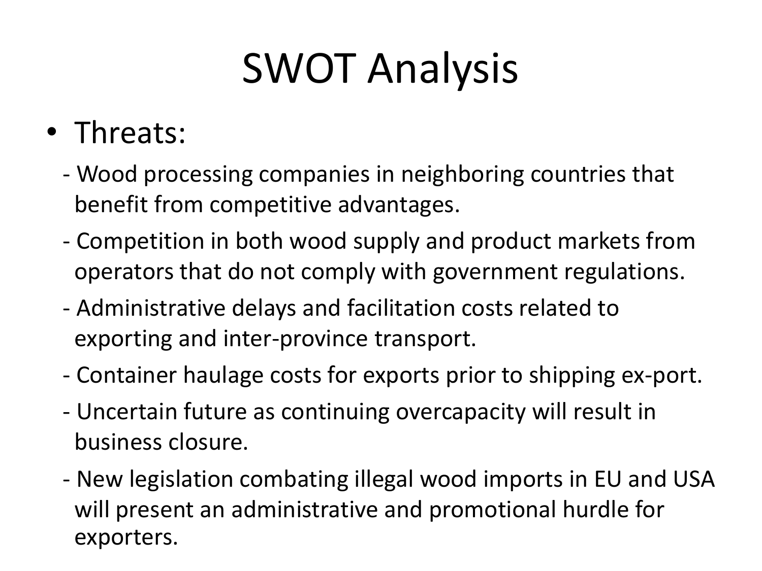# SWOT Analysis

- Threats:
  - Wood processing companies in neighboring countries that benefit from competitive advantages.
  - Competition in both wood supply and product markets from operators that do not comply with government regulations.
  - Administrative delays and facilitation costs related to exporting and inter-province transport.
  - Container haulage costs for exports prior to shipping ex-port.
  - Uncertain future as continuing overcapacity will result in business closure.
  - New legislation combating illegal wood imports in EU and USA will present an administrative and promotional hurdle for exporters.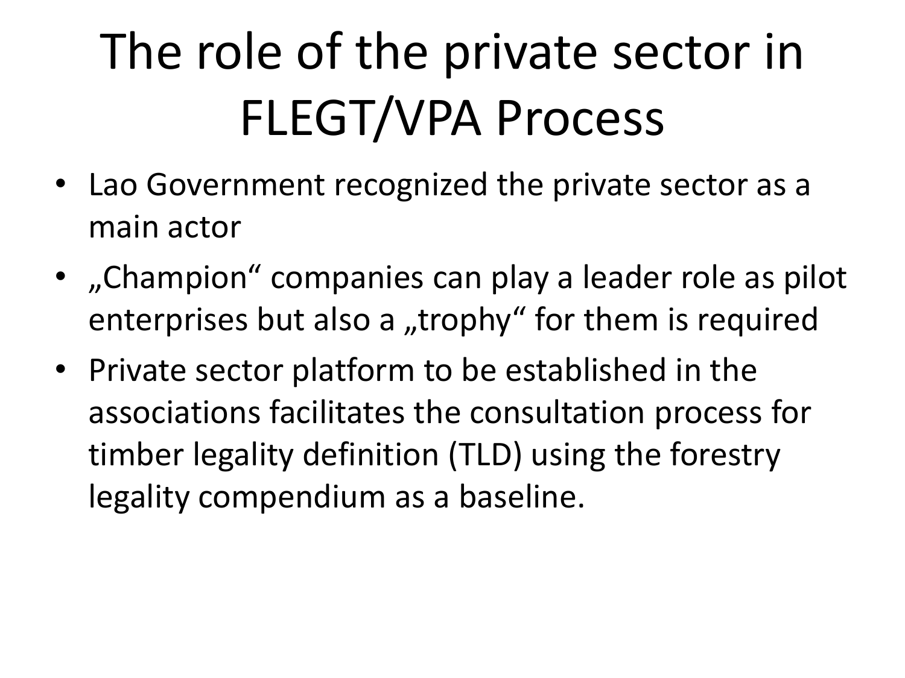# The role of the private sector in FLEGT/VPA Process

- Lao Government recognized the private sector as a main actor
- „Champion“ companies can play a leader role as pilot enterprises but also a „trophy“ for them is required
- Private sector platform to be established in the associations facilitates the consultation process for timber legality definition (TLD) using the forestry legality compendium as a baseline.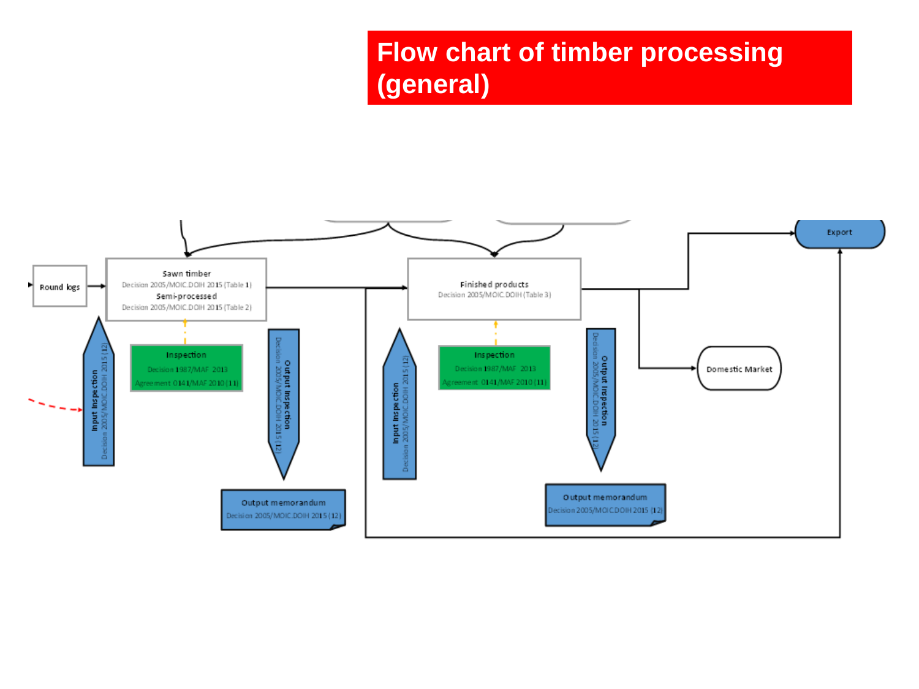# Flow chart of timber processing (general)

Round logs

Sawn timber
Decision 2005/MOIC.DOIH 2015 (Table 1)
Semi-processed
Decision 2005/MOIC.DOIH 2015 (Table 2)

Input inspection
Decision 2005/MOIC.DOIH 2015 (12)

Inspection
Decision 1987/MAF 2013
Agreement 0141/MAF 2010 (11)

Output inspection
Decision 2005/MOIC.DOIH 2015 (12)

Output memorandum
Decision 2005/MOIC.DOIH 2015 (12)

Finished products
Decision 2005/MOIC.DOIH (Table 3)

Input inspection
Decision 2005/MOIC.DOIH 2015 (12)

Inspection
Decision 1987/MAF 2013
Agreement 0141/MAF 2010 (11)

Output inspection
Decision 2005/MOIC.DOIH 2015 (12)

Output memorandum
Decision 2005/MOIC.DOIH 2015 (12)

Export

Domestic Market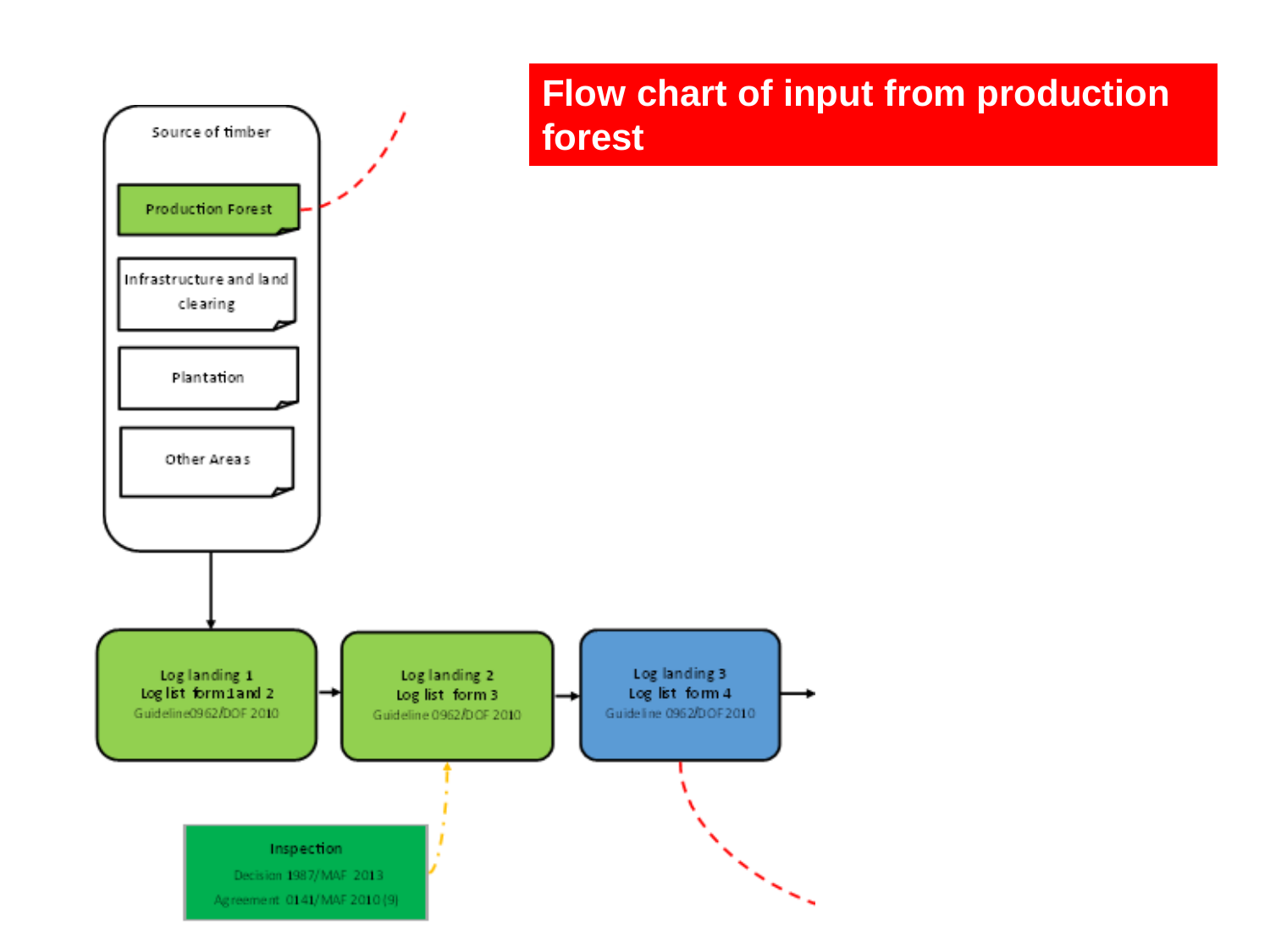# Flow chart of input from production forest

Source of timber

- Production Forest
- Infrastructure and land clearing
- Plantation
- Other Areas

Log landing 1
Log list form 1 and 2
Guideline0962/DOF 2010

Log landing 2
Log list form 3
Guideline 0962/DOF 2010

Log landing 3
Log list form 4
Guideline 0962/DOF 2010

Inspection
Decision 1987/MAF 2013
Agreement 0141/MAF 2010 (9)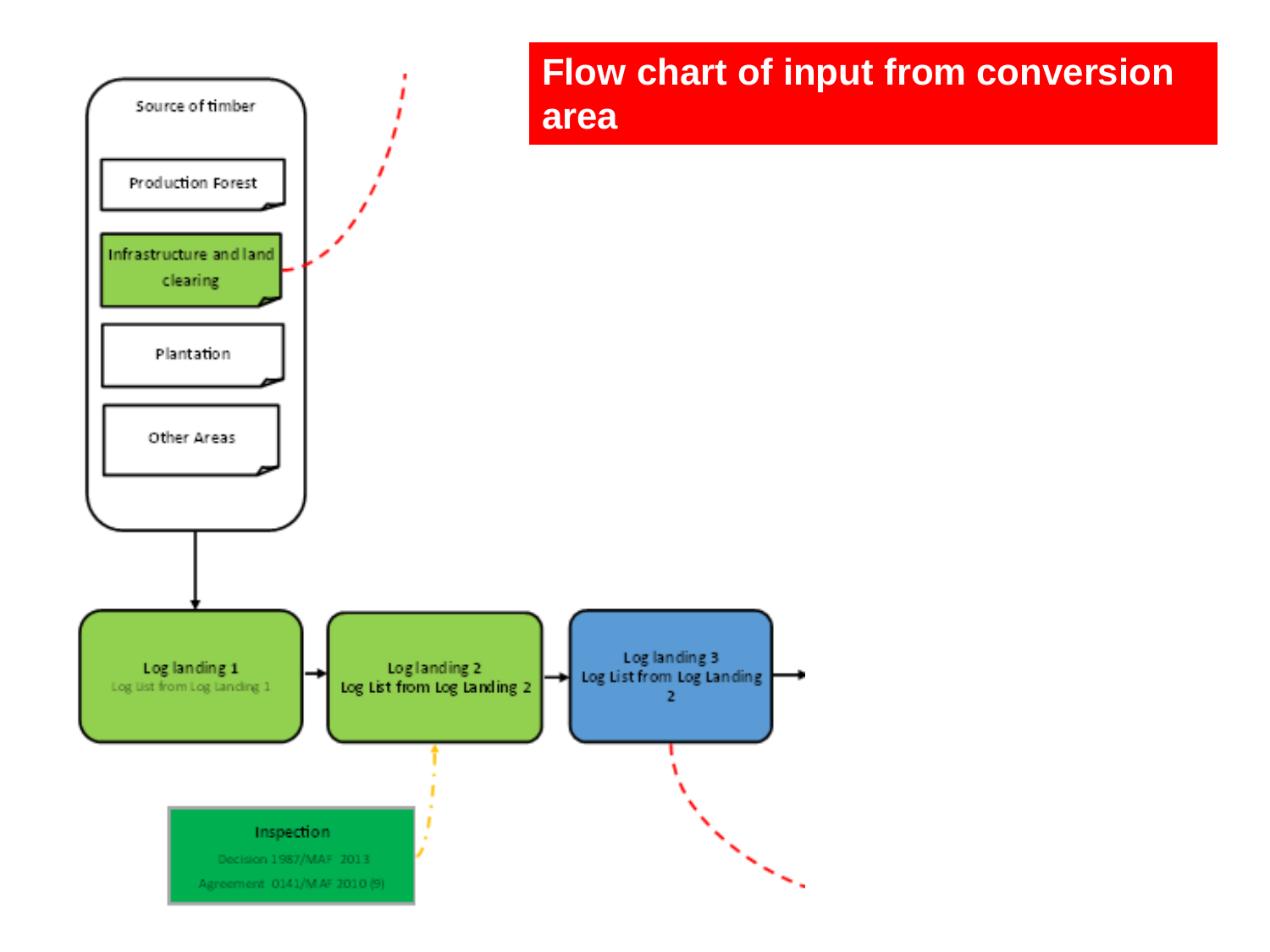# Flow chart of input from conversion area

Source of timber

- Production Forest
- Infrastructure and land clearing
- Plantation
- Other Areas

Log landing 1
Log List from Log Landing 1

Log landing 2
Log List from Log Landing 2

Log landing 3
Log List from Log Landing 2

Inspection
Decision 1987/MAF 2013
Agreement 0141/MAF 2010 (9)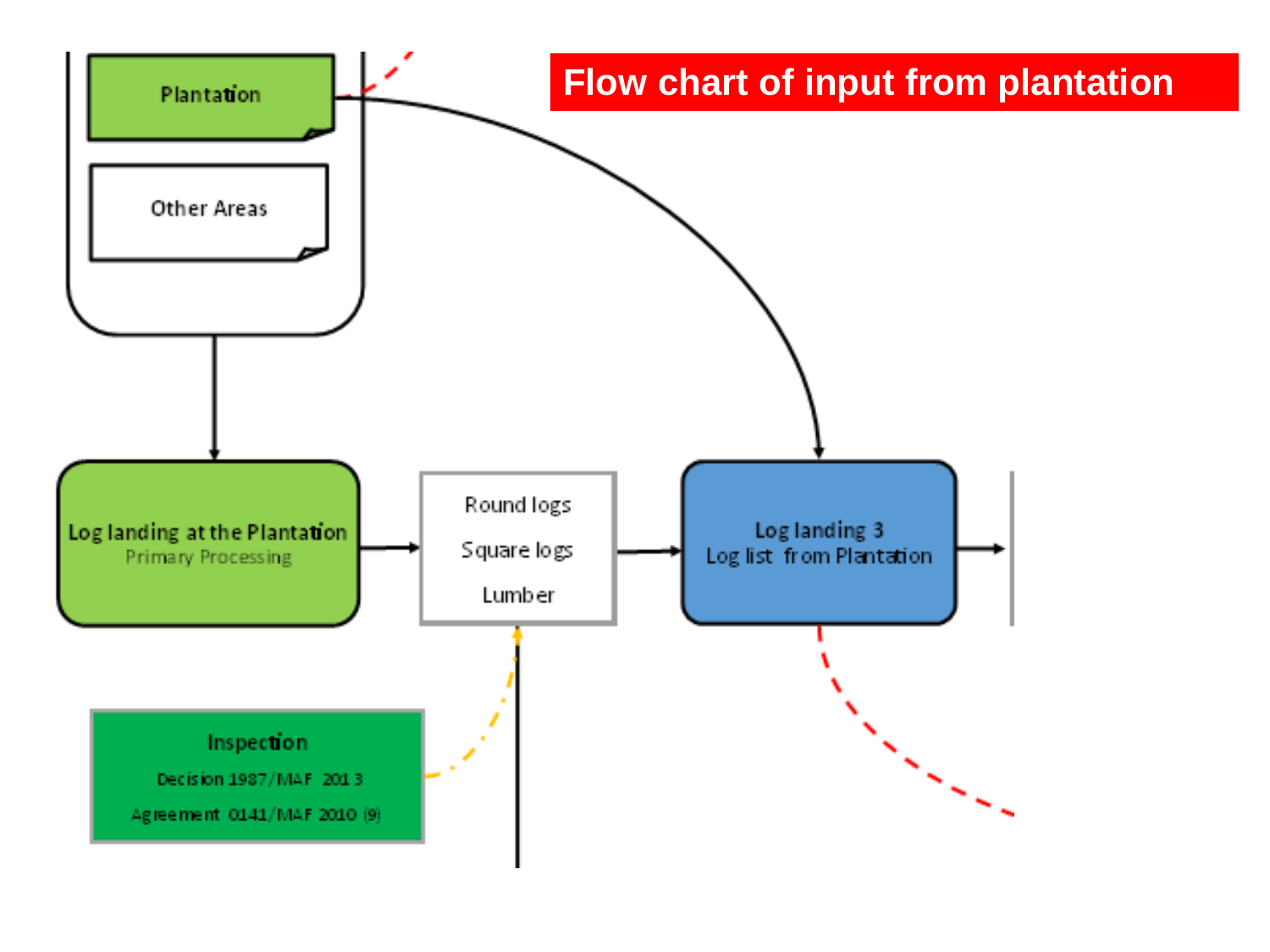# Flow chart of input from plantation

Plantation

Other Areas

Log landing at the Plantation
Primary Processing

Round logs

Square logs

Lumber

Log landing 3
Log list from Plantation

Inspection

Decision 1987/MAF 2013

Agreement 0141/MAF 2010 (9)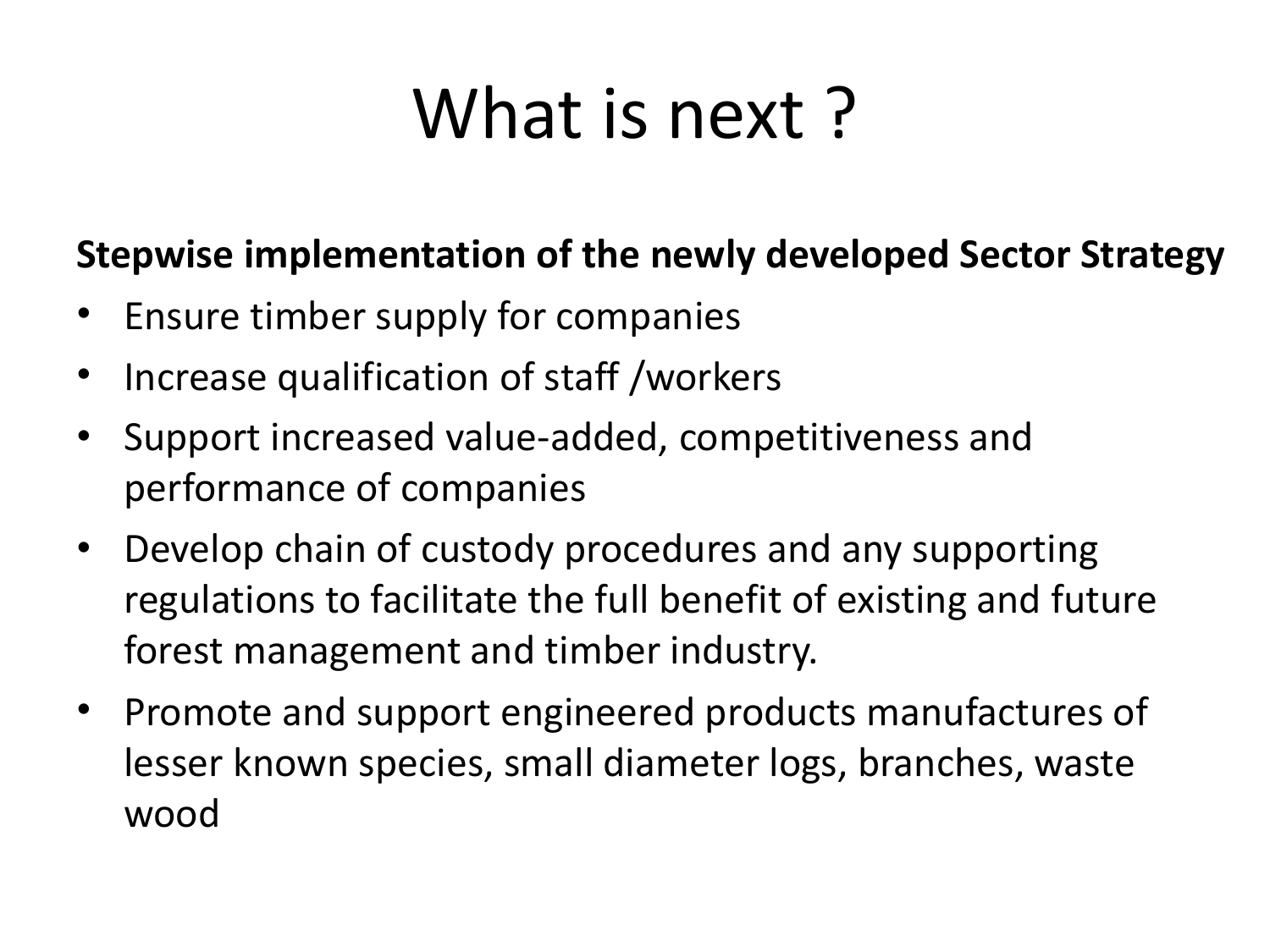# What is next ?

**Stepwise implementation of the newly developed Sector Strategy**

- Ensure timber supply for companies
- Increase qualification of staff /workers
- Support increased value-added, competitiveness and performance of companies
- Develop chain of custody procedures and any supporting regulations to facilitate the full benefit of existing and future forest management and timber industry.
- Promote and support engineered products manufactures of lesser known species, small diameter logs, branches, waste wood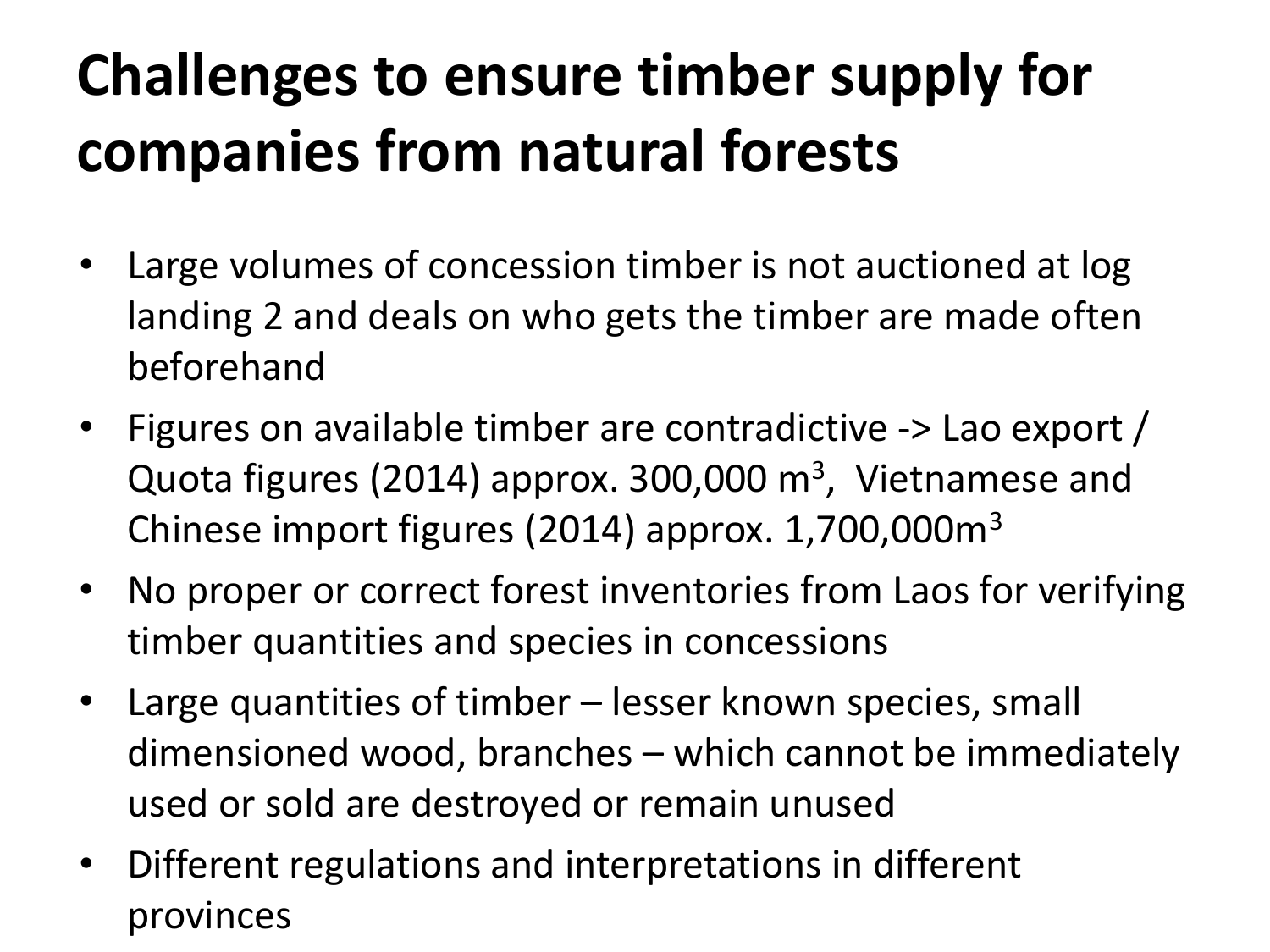# Challenges to ensure timber supply for companies from natural forests

- Large volumes of concession timber is not auctioned at log landing 2 and deals on who gets the timber are made often beforehand
- Figures on available timber are contradictive -> Lao export / Quota figures (2014) approx. 300,000 $m^3$, Vietnamese and Chinese import figures (2014) approx. 1,700,000$m^3$
- No proper or correct forest inventories from Laos for verifying timber quantities and species in concessions
- Large quantities of timber – lesser known species, small dimensioned wood, branches – which cannot be immediately used or sold are destroyed or remain unused
- Different regulations and interpretations in different provinces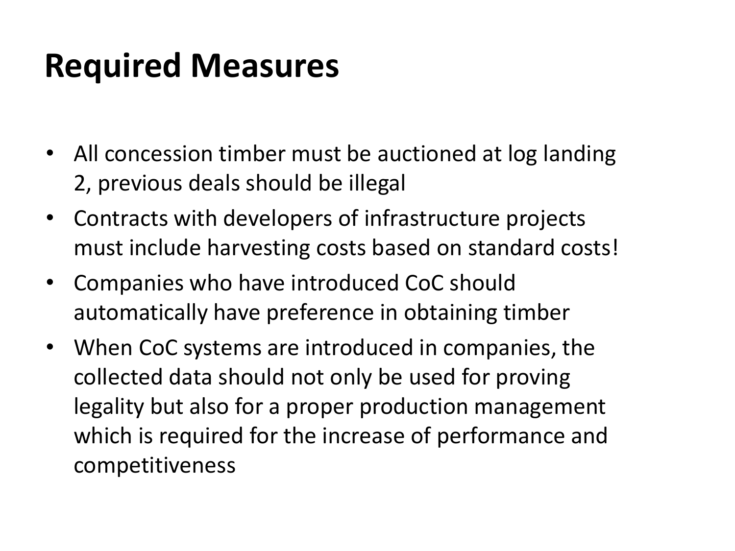# Required Measures

- All concession timber must be auctioned at log landing 2, previous deals should be illegal
- Contracts with developers of infrastructure projects must include harvesting costs based on standard costs!
- Companies who have introduced CoC should automatically have preference in obtaining timber
- When CoC systems are introduced in companies, the collected data should not only be used for proving legality but also for a proper production management which is required for the increase of performance and competitiveness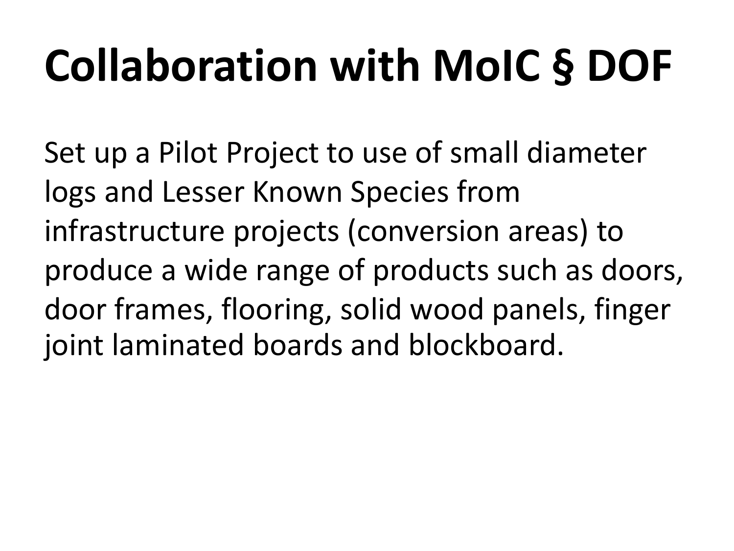# Collaboration with MoIC § DOF

Set up a Pilot Project to use of small diameter logs and Lesser Known Species from infrastructure projects (conversion areas) to produce a wide range of products such as doors, door frames, flooring, solid wood panels, finger joint laminated boards and blockboard.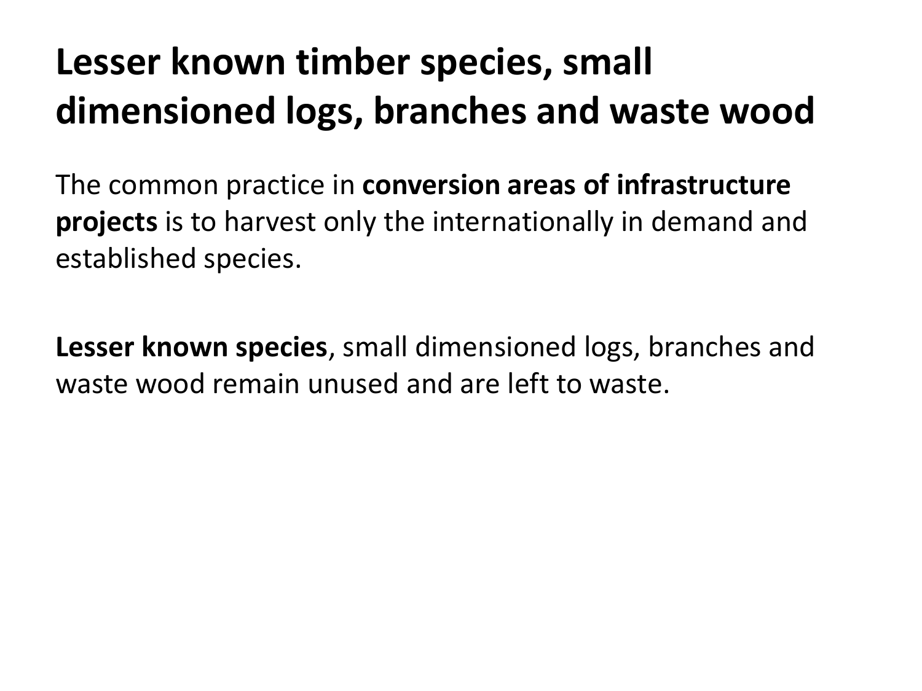# Lesser known timber species, small dimensioned logs, branches and waste wood

The common practice in **conversion areas of infrastructure projects** is to harvest only the internationally in demand and established species.

**Lesser known species**, small dimensioned logs, branches and waste wood remain unused and are left to waste.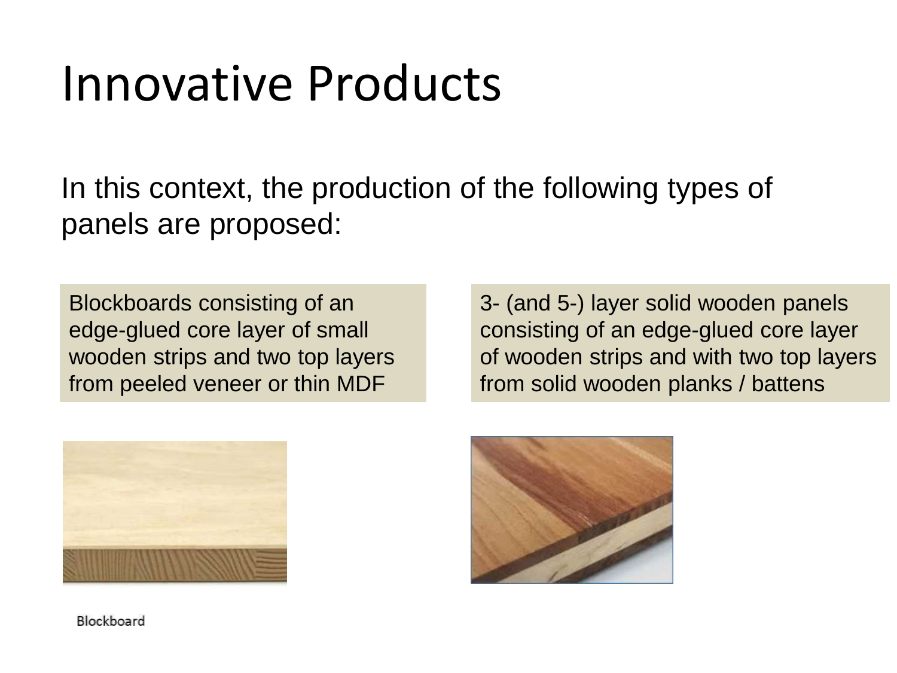# Innovative Products

In this context, the production of the following types of panels are proposed:

Blockboards consisting of an edge-glued core layer of small wooden strips and two top layers from peeled veneer or thin MDF

3- (and 5-) layer solid wooden panels consisting of an edge-glued core layer of wooden strips and with two top layers from solid wooden planks / battens

Blockboard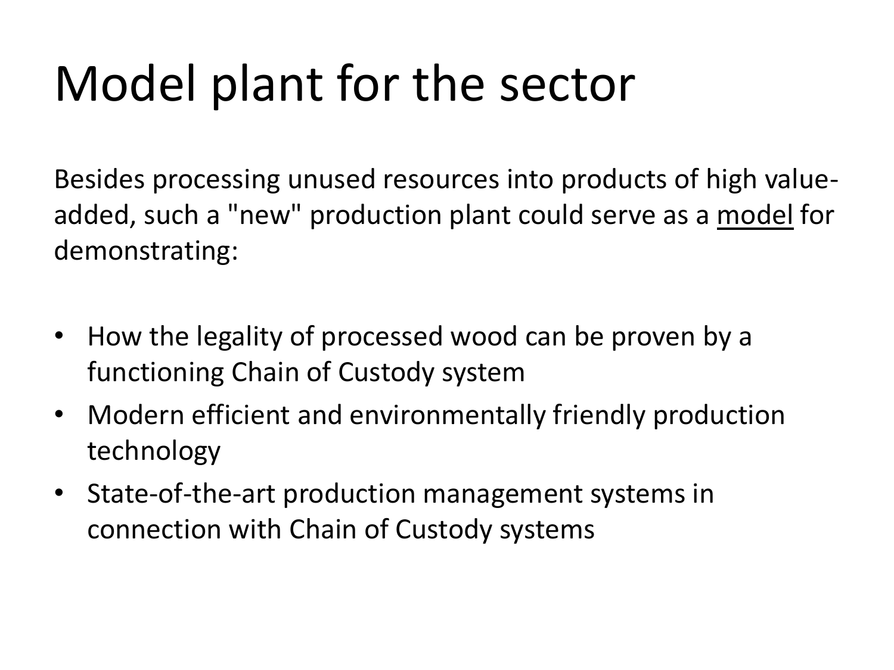# Model plant for the sector

Besides processing unused resources into products of high value-added, such a "new" production plant could serve as a <u>model</u> for demonstrating:

- How the legality of processed wood can be proven by a functioning Chain of Custody system
- Modern efficient and environmentally friendly production technology
- State-of-the-art production management systems in connection with Chain of Custody systems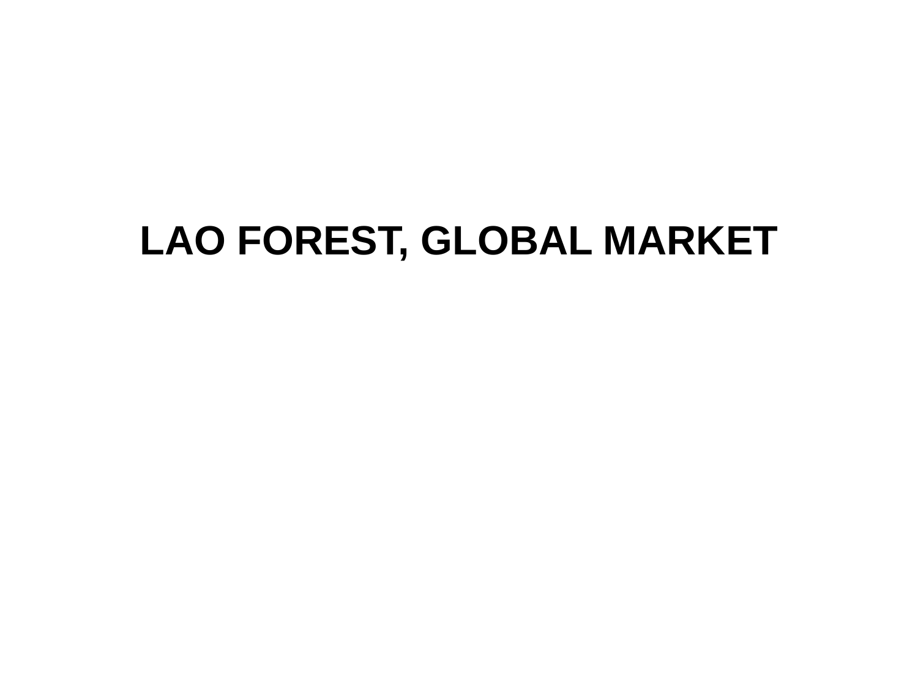# LAO FOREST, GLOBAL MARKET